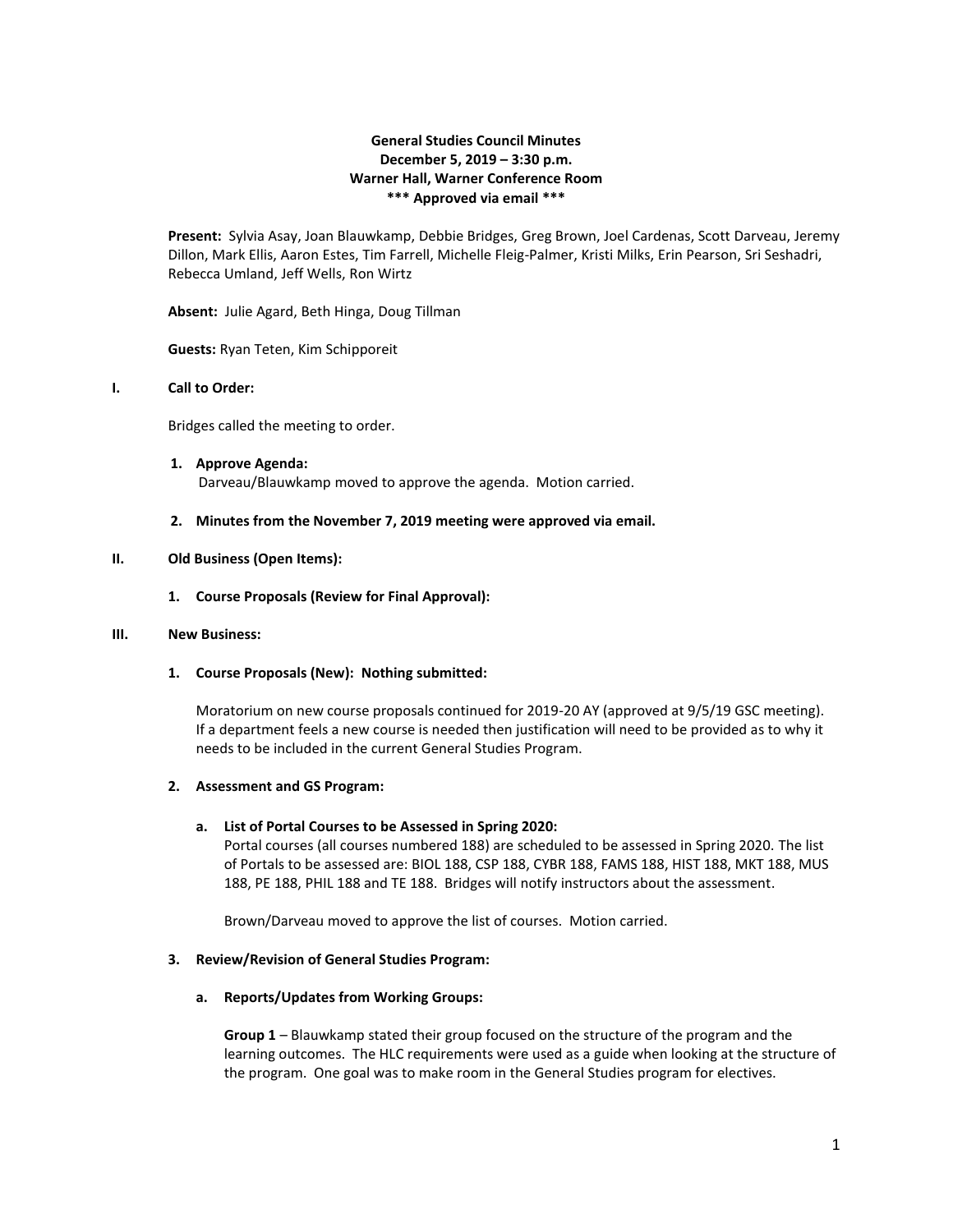**General Studies Council Minutes**
**December 5, 2019 – 3:30 p.m.**
**Warner Hall, Warner Conference Room**
**\*\*\* Approved via email \*\*\***

**Present:** Sylvia Asay, Joan Blauwkamp, Debbie Bridges, Greg Brown, Joel Cardenas, Scott Darveau, Jeremy Dillon, Mark Ellis, Aaron Estes, Tim Farrell, Michelle Fleig-Palmer, Kristi Milks, Erin Pearson, Sri Seshadri, Rebecca Umland, Jeff Wells, Ron Wirtz

**Absent:** Julie Agard, Beth Hinga, Doug Tillman

**Guests:** Ryan Teten, Kim Schipporeit

## I. Call to Order:

Bridges called the meeting to order.

1. **Approve Agenda:**
   Darveau/Blauwkamp moved to approve the agenda. Motion carried.

2. **Minutes from the November 7, 2019 meeting were approved via email.**

## II. Old Business (Open Items):

1. **Course Proposals (Review for Final Approval):**

## III. New Business:

1. **Course Proposals (New): Nothing submitted:**

   Moratorium on new course proposals continued for 2019-20 AY (approved at 9/5/19 GSC meeting). If a department feels a new course is needed then justification will need to be provided as to why it needs to be included in the current General Studies Program.

2. **Assessment and GS Program:**

   a. **List of Portal Courses to be Assessed in Spring 2020:**
   Portal courses (all courses numbered 188) are scheduled to be assessed in Spring 2020. The list of Portals to be assessed are: BIOL 188, CSP 188, CYBR 188, FAMS 188, HIST 188, MKT 188, MUS 188, PE 188, PHIL 188 and TE 188. Bridges will notify instructors about the assessment.

   Brown/Darveau moved to approve the list of courses. Motion carried.

3. **Review/Revision of General Studies Program:**

   a. **Reports/Updates from Working Groups:**

   **Group 1** – Blauwkamp stated their group focused on the structure of the program and the learning outcomes. The HLC requirements were used as a guide when looking at the structure of the program. One goal was to make room in the General Studies program for electives.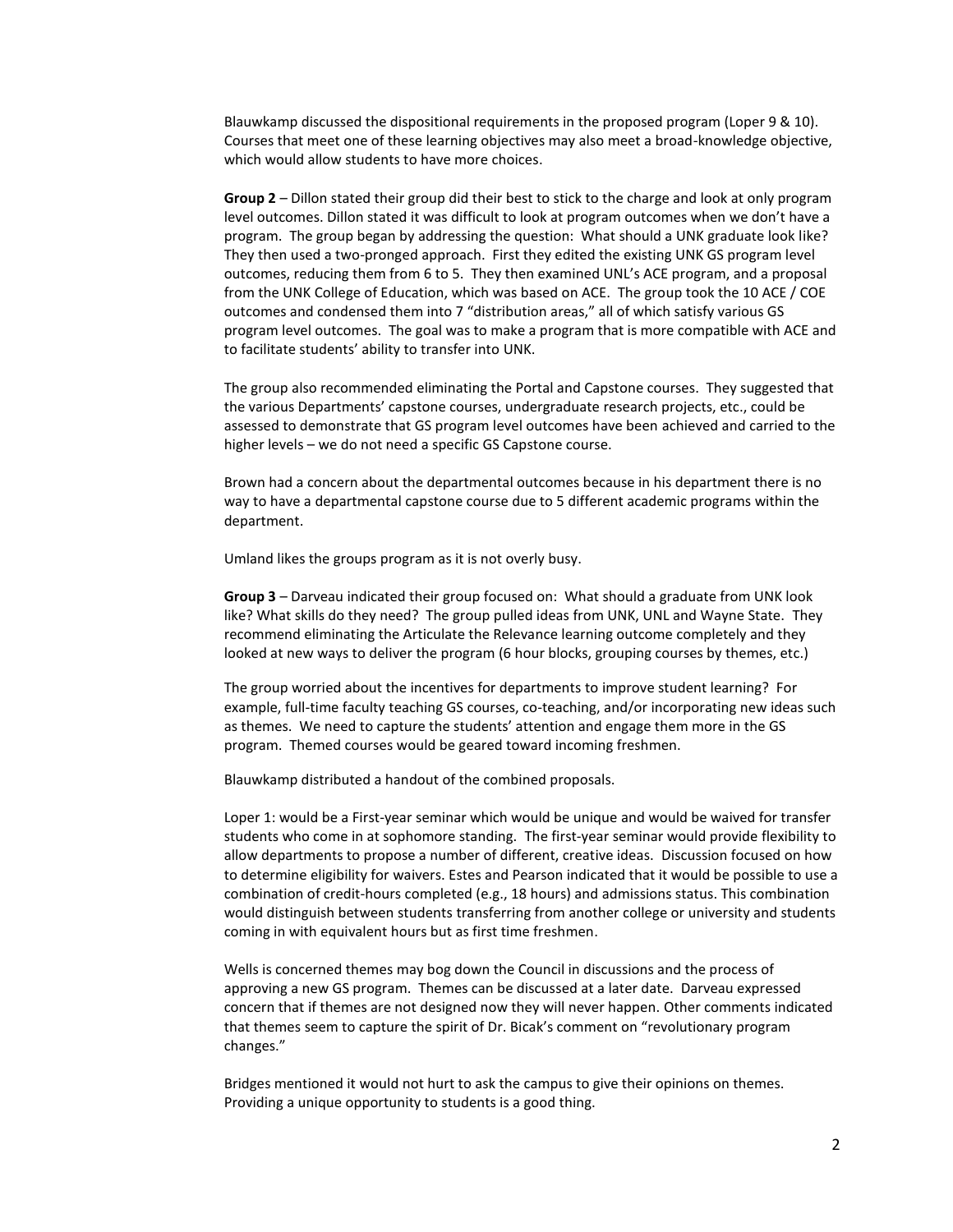Blauwkamp discussed the dispositional requirements in the proposed program (Loper 9 & 10). Courses that meet one of these learning objectives may also meet a broad-knowledge objective, which would allow students to have more choices.

**Group 2** – Dillon stated their group did their best to stick to the charge and look at only program level outcomes. Dillon stated it was difficult to look at program outcomes when we don't have a program. The group began by addressing the question: What should a UNK graduate look like? They then used a two-pronged approach. First they edited the existing UNK GS program level outcomes, reducing them from 6 to 5. They then examined UNL's ACE program, and a proposal from the UNK College of Education, which was based on ACE. The group took the 10 ACE / COE outcomes and condensed them into 7 "distribution areas," all of which satisfy various GS program level outcomes. The goal was to make a program that is more compatible with ACE and to facilitate students' ability to transfer into UNK.

The group also recommended eliminating the Portal and Capstone courses. They suggested that the various Departments' capstone courses, undergraduate research projects, etc., could be assessed to demonstrate that GS program level outcomes have been achieved and carried to the higher levels – we do not need a specific GS Capstone course.

Brown had a concern about the departmental outcomes because in his department there is no way to have a departmental capstone course due to 5 different academic programs within the department.

Umland likes the groups program as it is not overly busy.

**Group 3** – Darveau indicated their group focused on: What should a graduate from UNK look like? What skills do they need? The group pulled ideas from UNK, UNL and Wayne State. They recommend eliminating the Articulate the Relevance learning outcome completely and they looked at new ways to deliver the program (6 hour blocks, grouping courses by themes, etc.)

The group worried about the incentives for departments to improve student learning? For example, full-time faculty teaching GS courses, co-teaching, and/or incorporating new ideas such as themes. We need to capture the students' attention and engage them more in the GS program. Themed courses would be geared toward incoming freshmen.

Blauwkamp distributed a handout of the combined proposals.

Loper 1: would be a First-year seminar which would be unique and would be waived for transfer students who come in at sophomore standing. The first-year seminar would provide flexibility to allow departments to propose a number of different, creative ideas. Discussion focused on how to determine eligibility for waivers. Estes and Pearson indicated that it would be possible to use a combination of credit-hours completed (e.g., 18 hours) and admissions status. This combination would distinguish between students transferring from another college or university and students coming in with equivalent hours but as first time freshmen.

Wells is concerned themes may bog down the Council in discussions and the process of approving a new GS program. Themes can be discussed at a later date. Darveau expressed concern that if themes are not designed now they will never happen. Other comments indicated that themes seem to capture the spirit of Dr. Bicak's comment on "revolutionary program changes."

Bridges mentioned it would not hurt to ask the campus to give their opinions on themes. Providing a unique opportunity to students is a good thing.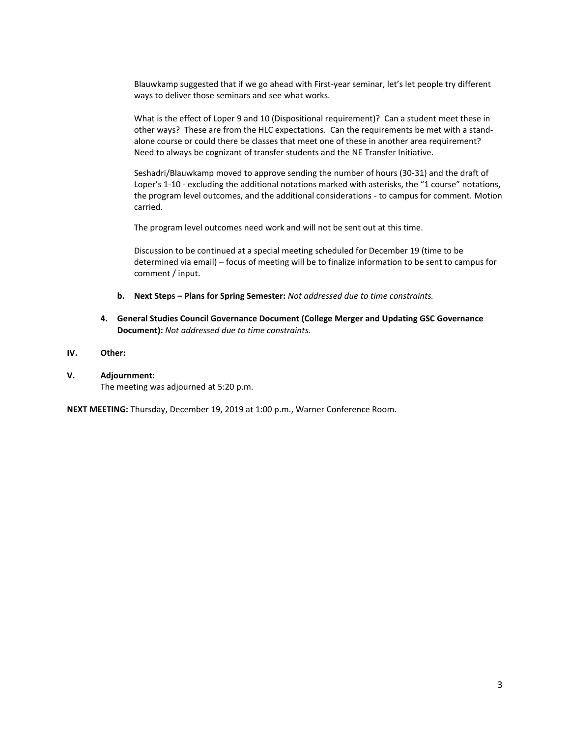Blauwkamp suggested that if we go ahead with First-year seminar, let's let people try different ways to deliver those seminars and see what works.

What is the effect of Loper 9 and 10 (Dispositional requirement)? Can a student meet these in other ways? These are from the HLC expectations. Can the requirements be met with a stand-alone course or could there be classes that meet one of these in another area requirement? Need to always be cognizant of transfer students and the NE Transfer Initiative.

Seshadri/Blauwkamp moved to approve sending the number of hours (30-31) and the draft of Loper's 1-10 - excluding the additional notations marked with asterisks, the "1 course" notations, the program level outcomes, and the additional considerations - to campus for comment. Motion carried.

The program level outcomes need work and will not be sent out at this time.

Discussion to be continued at a special meeting scheduled for December 19 (time to be determined via email) – focus of meeting will be to finalize information to be sent to campus for comment / input.

- **b. Next Steps – Plans for Spring Semester:** *Not addressed due to time constraints.*

**4. General Studies Council Governance Document (College Merger and Updating GSC Governance Document):** *Not addressed due to time constraints.*

**IV. Other:**

**V. Adjournment:**

The meeting was adjourned at 5:20 p.m.

**NEXT MEETING:** Thursday, December 19, 2019 at 1:00 p.m., Warner Conference Room.